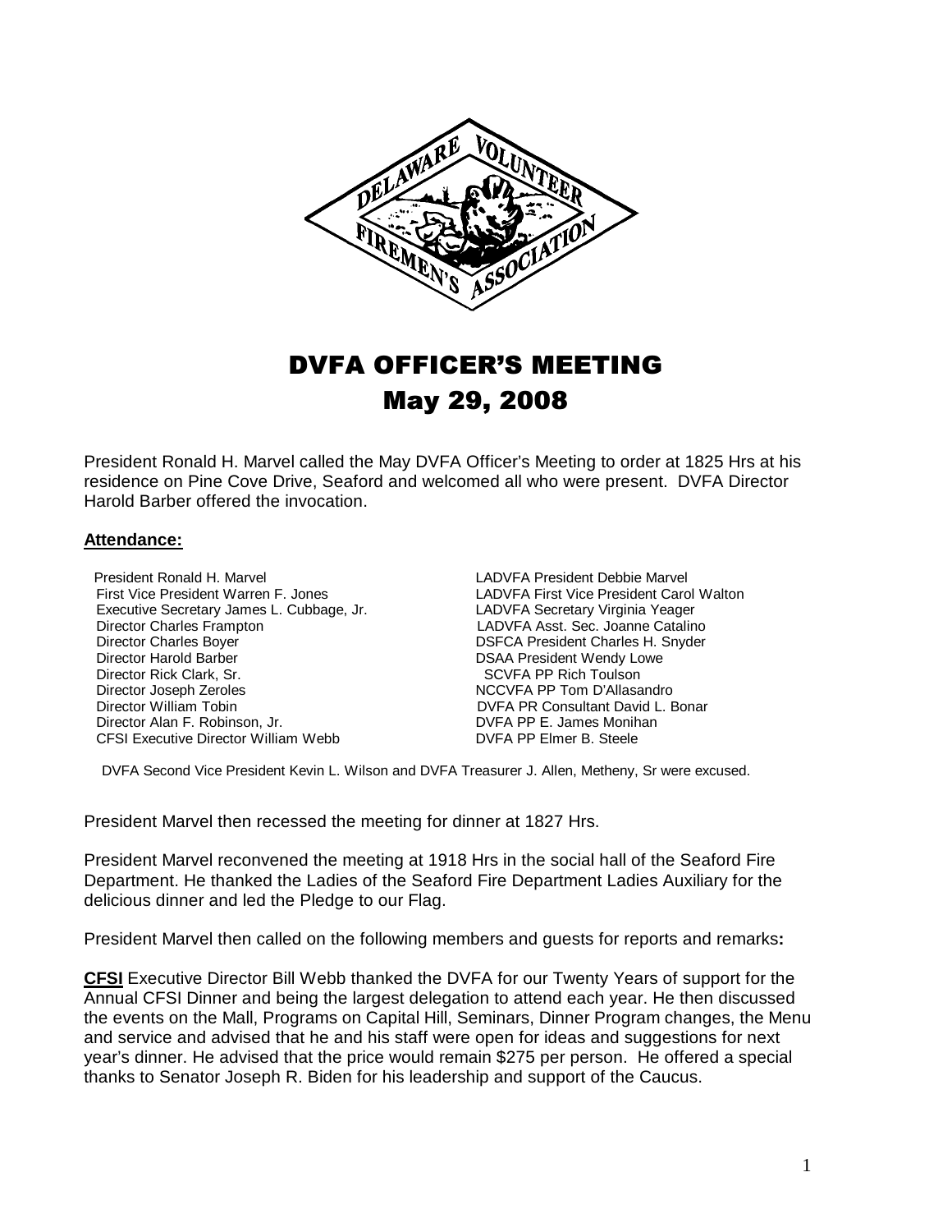# DVFA OFFICER'S MEETING

# May 29, 2008

President Ronald H. Marvel called the May DVFA Officer's Meeting to order at 1825 Hrs at his residence on Pine Cove Drive, Seaford and welcomed all who were present. DVFA Director Harold Barber offered the invocation.

**Attendance:**

President Ronald H. Marvel
First Vice President Warren F. Jones
Executive Secretary James L. Cubbage, Jr.
Director Charles Frampton
Director Charles Boyer
Director Harold Barber
Director Rick Clark, Sr.
Director Joseph Zeroles
Director William Tobin
Director Alan F. Robinson, Jr.
CFSI Executive Director William Webb
LADVFA President Debbie Marvel
LADVFA First Vice President Carol Walton
LADVFA Secretary Virginia Yeager
LADVFA Asst. Sec. Joanne Catalino
DSFCA President Charles H. Snyder
DSAA President Wendy Lowe
SCVFA PP Rich Toulson
NCCVFA PP Tom D'Allasandro
DVFA PR Consultant David L. Bonar
DVFA PP E. James Monihan
DVFA PP Elmer B. Steele

DVFA Second Vice President Kevin L. Wilson and DVFA Treasurer J. Allen, Metheny, Sr were excused.

President Marvel then recessed the meeting for dinner at 1827 Hrs.

President Marvel reconvened the meeting at 1918 Hrs in the social hall of the Seaford Fire Department. He thanked the Ladies of the Seaford Fire Department Ladies Auxiliary for the delicious dinner and led the Pledge to our Flag.

President Marvel then called on the following members and guests for reports and remarks**:**

**CFSI** Executive Director Bill Webb thanked the DVFA for our Twenty Years of support for the Annual CFSI Dinner and being the largest delegation to attend each year. He then discussed the events on the Mall, Programs on Capital Hill, Seminars, Dinner Program changes, the Menu and service and advised that he and his staff were open for ideas and suggestions for next year's dinner. He advised that the price would remain $275 per person. He offered a special thanks to Senator Joseph R. Biden for his leadership and support of the Caucus.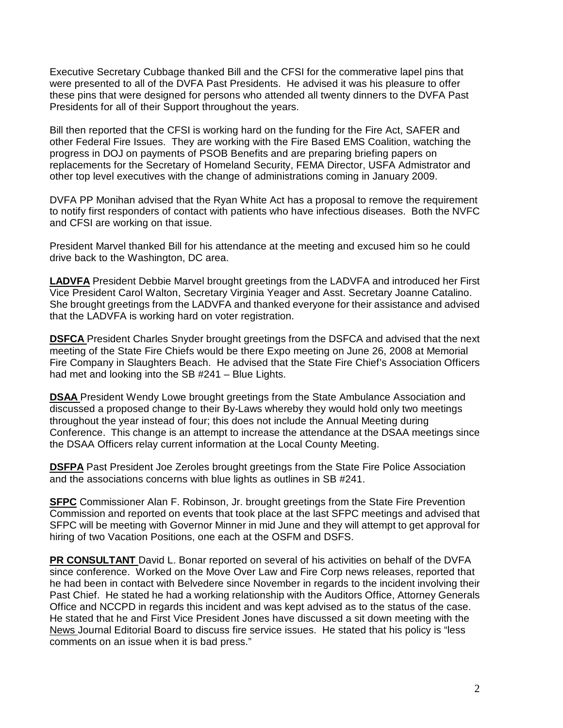Executive Secretary Cubbage thanked Bill and the CFSI for the commerative lapel pins that were presented to all of the DVFA Past Presidents. He advised it was his pleasure to offer these pins that were designed for persons who attended all twenty dinners to the DVFA Past Presidents for all of their Support throughout the years.

Bill then reported that the CFSI is working hard on the funding for the Fire Act, SAFER and other Federal Fire Issues. They are working with the Fire Based EMS Coalition, watching the progress in DOJ on payments of PSOB Benefits and are preparing briefing papers on replacements for the Secretary of Homeland Security, FEMA Director, USFA Admistrator and other top level executives with the change of administrations coming in January 2009.

DVFA PP Monihan advised that the Ryan White Act has a proposal to remove the requirement to notify first responders of contact with patients who have infectious diseases. Both the NVFC and CFSI are working on that issue.

President Marvel thanked Bill for his attendance at the meeting and excused him so he could drive back to the Washington, DC area.

**LADVFA** President Debbie Marvel brought greetings from the LADVFA and introduced her First Vice President Carol Walton, Secretary Virginia Yeager and Asst. Secretary Joanne Catalino. She brought greetings from the LADVFA and thanked everyone for their assistance and advised that the LADVFA is working hard on voter registration.

**DSFCA** President Charles Snyder brought greetings from the DSFCA and advised that the next meeting of the State Fire Chiefs would be there Expo meeting on June 26, 2008 at Memorial Fire Company in Slaughters Beach. He advised that the State Fire Chief's Association Officers had met and looking into the SB #241 – Blue Lights.

**DSAA** President Wendy Lowe brought greetings from the State Ambulance Association and discussed a proposed change to their By-Laws whereby they would hold only two meetings throughout the year instead of four; this does not include the Annual Meeting during Conference. This change is an attempt to increase the attendance at the DSAA meetings since the DSAA Officers relay current information at the Local County Meeting.

**DSFPA** Past President Joe Zeroles brought greetings from the State Fire Police Association and the associations concerns with blue lights as outlines in SB #241.

**SFPC** Commissioner Alan F. Robinson, Jr. brought greetings from the State Fire Prevention Commission and reported on events that took place at the last SFPC meetings and advised that SFPC will be meeting with Governor Minner in mid June and they will attempt to get approval for hiring of two Vacation Positions, one each at the OSFM and DSFS.

**PR CONSULTANT** David L. Bonar reported on several of his activities on behalf of the DVFA since conference. Worked on the Move Over Law and Fire Corp news releases, reported that he had been in contact with Belvedere since November in regards to the incident involving their Past Chief. He stated he had a working relationship with the Auditors Office, Attorney Generals Office and NCCPD in regards this incident and was kept advised as to the status of the case. He stated that he and First Vice President Jones have discussed a sit down meeting with the News Journal Editorial Board to discuss fire service issues. He stated that his policy is "less comments on an issue when it is bad press."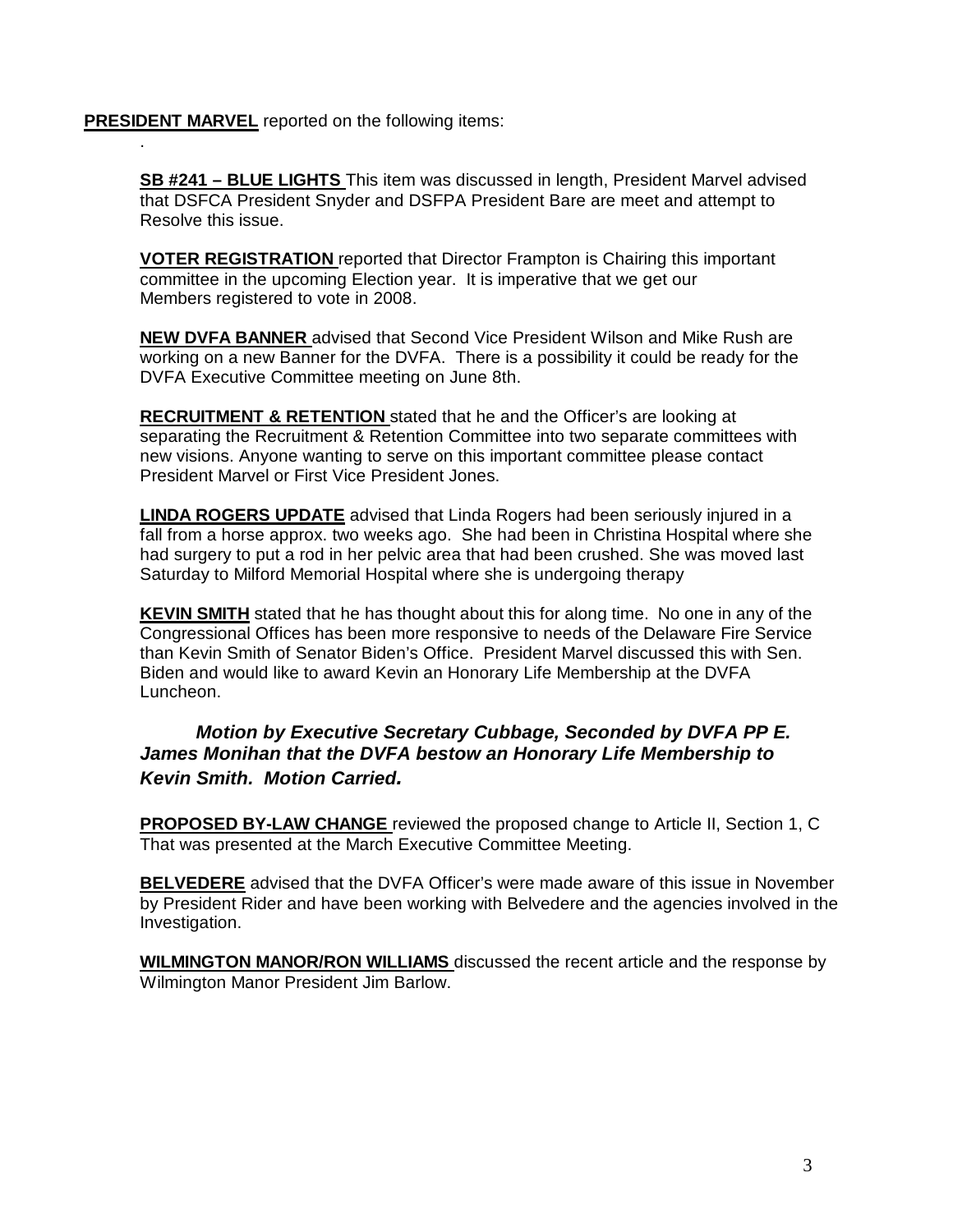**PRESIDENT MARVEL** reported on the following items:

.

**SB #241 – BLUE LIGHTS** This item was discussed in length, President Marvel advised that DSFCA President Snyder and DSFPA President Bare are meet and attempt to Resolve this issue.

**VOTER REGISTRATION** reported that Director Frampton is Chairing this important committee in the upcoming Election year. It is imperative that we get our Members registered to vote in 2008.

**NEW DVFA BANNER** advised that Second Vice President Wilson and Mike Rush are working on a new Banner for the DVFA. There is a possibility it could be ready for the DVFA Executive Committee meeting on June 8th.

**RECRUITMENT & RETENTION** stated that he and the Officer's are looking at separating the Recruitment & Retention Committee into two separate committees with new visions. Anyone wanting to serve on this important committee please contact President Marvel or First Vice President Jones.

**LINDA ROGERS UPDATE** advised that Linda Rogers had been seriously injured in a fall from a horse approx. two weeks ago. She had been in Christina Hospital where she had surgery to put a rod in her pelvic area that had been crushed. She was moved last Saturday to Milford Memorial Hospital where she is undergoing therapy

**KEVIN SMITH** stated that he has thought about this for along time. No one in any of the Congressional Offices has been more responsive to needs of the Delaware Fire Service than Kevin Smith of Senator Biden's Office. President Marvel discussed this with Sen. Biden and would like to award Kevin an Honorary Life Membership at the DVFA Luncheon.

***Motion by Executive Secretary Cubbage, Seconded by DVFA PP E. James Monihan that the DVFA bestow an Honorary Life Membership to Kevin Smith. Motion Carried.***

**PROPOSED BY-LAW CHANGE** reviewed the proposed change to Article II, Section 1, C That was presented at the March Executive Committee Meeting.

**BELVEDERE** advised that the DVFA Officer's were made aware of this issue in November by President Rider and have been working with Belvedere and the agencies involved in the Investigation.

**WILMINGTON MANOR/RON WILLIAMS** discussed the recent article and the response by Wilmington Manor President Jim Barlow.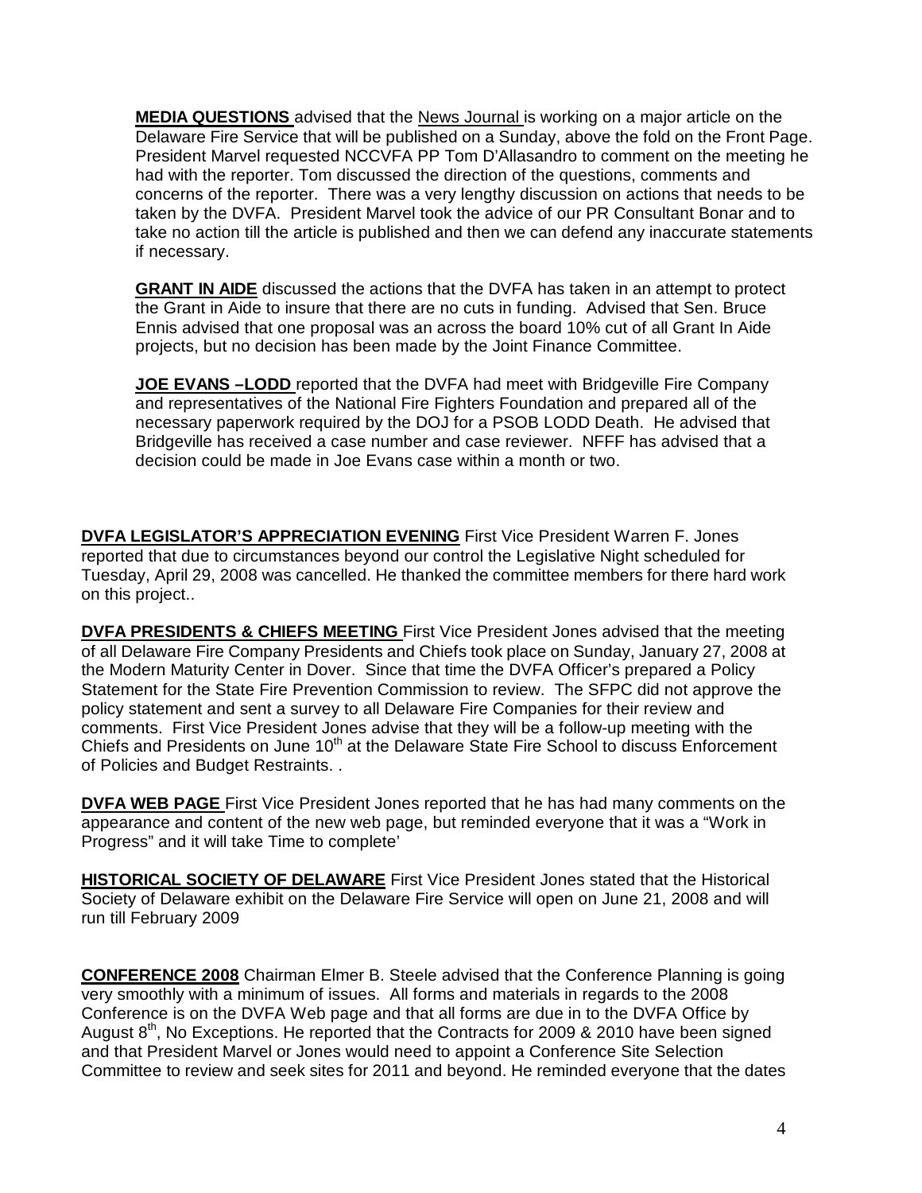**MEDIA QUESTIONS** advised that the News Journal is working on a major article on the Delaware Fire Service that will be published on a Sunday, above the fold on the Front Page. President Marvel requested NCCVFA PP Tom D'Allasandro to comment on the meeting he had with the reporter. Tom discussed the direction of the questions, comments and concerns of the reporter. There was a very lengthy discussion on actions that needs to be taken by the DVFA. President Marvel took the advice of our PR Consultant Bonar and to take no action till the article is published and then we can defend any inaccurate statements if necessary.

**GRANT IN AIDE** discussed the actions that the DVFA has taken in an attempt to protect the Grant in Aide to insure that there are no cuts in funding. Advised that Sen. Bruce Ennis advised that one proposal was an across the board 10% cut of all Grant In Aide projects, but no decision has been made by the Joint Finance Committee.

**JOE EVANS –LODD** reported that the DVFA had meet with Bridgeville Fire Company and representatives of the National Fire Fighters Foundation and prepared all of the necessary paperwork required by the DOJ for a PSOB LODD Death. He advised that Bridgeville has received a case number and case reviewer. NFFF has advised that a decision could be made in Joe Evans case within a month or two.

**DVFA LEGISLATOR'S APPRECIATION EVENING** First Vice President Warren F. Jones reported that due to circumstances beyond our control the Legislative Night scheduled for Tuesday, April 29, 2008 was cancelled. He thanked the committee members for there hard work on this project..

**DVFA PRESIDENTS & CHIEFS MEETING** First Vice President Jones advised that the meeting of all Delaware Fire Company Presidents and Chiefs took place on Sunday, January 27, 2008 at the Modern Maturity Center in Dover. Since that time the DVFA Officer's prepared a Policy Statement for the State Fire Prevention Commission to review. The SFPC did not approve the policy statement and sent a survey to all Delaware Fire Companies for their review and comments. First Vice President Jones advise that they will be a follow-up meeting with the Chiefs and Presidents on June 10th at the Delaware State Fire School to discuss Enforcement of Policies and Budget Restraints. .

**DVFA WEB PAGE** First Vice President Jones reported that he has had many comments on the appearance and content of the new web page, but reminded everyone that it was a "Work in Progress" and it will take Time to complete'

**HISTORICAL SOCIETY OF DELAWARE** First Vice President Jones stated that the Historical Society of Delaware exhibit on the Delaware Fire Service will open on June 21, 2008 and will run till February 2009

**CONFERENCE 2008** Chairman Elmer B. Steele advised that the Conference Planning is going very smoothly with a minimum of issues. All forms and materials in regards to the 2008 Conference is on the DVFA Web page and that all forms are due in to the DVFA Office by August 8th, No Exceptions. He reported that the Contracts for 2009 & 2010 have been signed and that President Marvel or Jones would need to appoint a Conference Site Selection Committee to review and seek sites for 2011 and beyond. He reminded everyone that the dates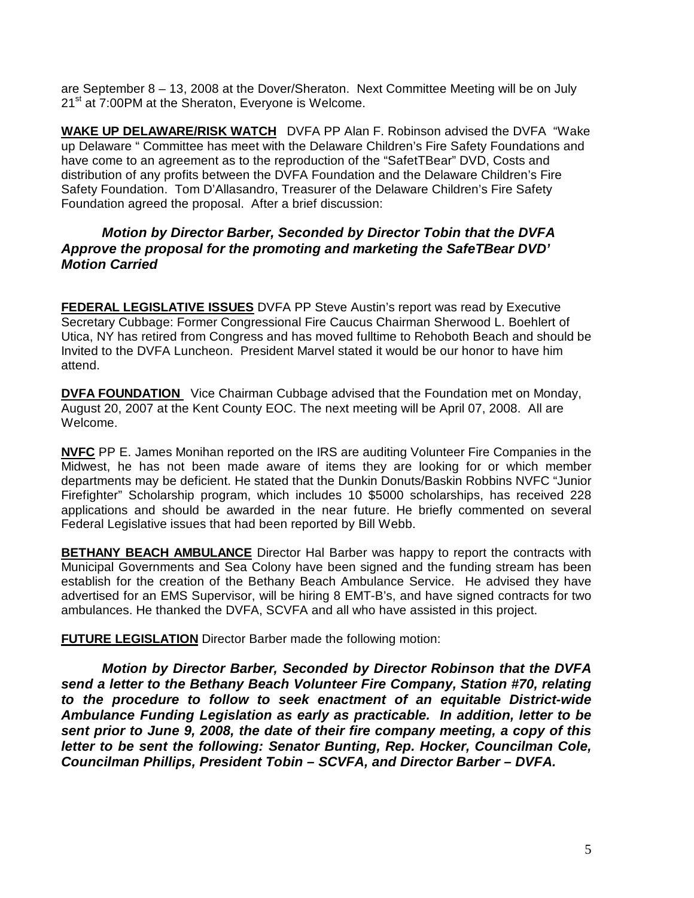are September 8 – 13, 2008 at the Dover/Sheraton. Next Committee Meeting will be on July 21st at 7:00PM at the Sheraton, Everyone is Welcome.

**WAKE UP DELAWARE/RISK WATCH** DVFA PP Alan F. Robinson advised the DVFA "Wake up Delaware " Committee has meet with the Delaware Children's Fire Safety Foundations and have come to an agreement as to the reproduction of the "SafetTBear" DVD, Costs and distribution of any profits between the DVFA Foundation and the Delaware Children's Fire Safety Foundation. Tom D'Allasandro, Treasurer of the Delaware Children's Fire Safety Foundation agreed the proposal. After a brief discussion:

***Motion by Director Barber, Seconded by Director Tobin that the DVFA Approve the proposal for the promoting and marketing the SafeTBear DVD' Motion Carried***

**FEDERAL LEGISLATIVE ISSUES** DVFA PP Steve Austin's report was read by Executive Secretary Cubbage: Former Congressional Fire Caucus Chairman Sherwood L. Boehlert of Utica, NY has retired from Congress and has moved fulltime to Rehoboth Beach and should be Invited to the DVFA Luncheon. President Marvel stated it would be our honor to have him attend.

**DVFA FOUNDATION** Vice Chairman Cubbage advised that the Foundation met on Monday, August 20, 2007 at the Kent County EOC. The next meeting will be April 07, 2008. All are Welcome.

**NVFC** PP E. James Monihan reported on the IRS are auditing Volunteer Fire Companies in the Midwest, he has not been made aware of items they are looking for or which member departments may be deficient. He stated that the Dunkin Donuts/Baskin Robbins NVFC "Junior Firefighter" Scholarship program, which includes 10 $5000 scholarships, has received 228 applications and should be awarded in the near future. He briefly commented on several Federal Legislative issues that had been reported by Bill Webb.

**BETHANY BEACH AMBULANCE** Director Hal Barber was happy to report the contracts with Municipal Governments and Sea Colony have been signed and the funding stream has been establish for the creation of the Bethany Beach Ambulance Service. He advised they have advertised for an EMS Supervisor, will be hiring 8 EMT-B's, and have signed contracts for two ambulances. He thanked the DVFA, SCVFA and all who have assisted in this project.

**FUTURE LEGISLATION** Director Barber made the following motion:

***Motion by Director Barber, Seconded by Director Robinson that the DVFA send a letter to the Bethany Beach Volunteer Fire Company, Station #70, relating to the procedure to follow to seek enactment of an equitable District-wide Ambulance Funding Legislation as early as practicable. In addition, letter to be sent prior to June 9, 2008, the date of their fire company meeting, a copy of this letter to be sent the following: Senator Bunting, Rep. Hocker, Councilman Cole, Councilman Phillips, President Tobin – SCVFA, and Director Barber – DVFA.***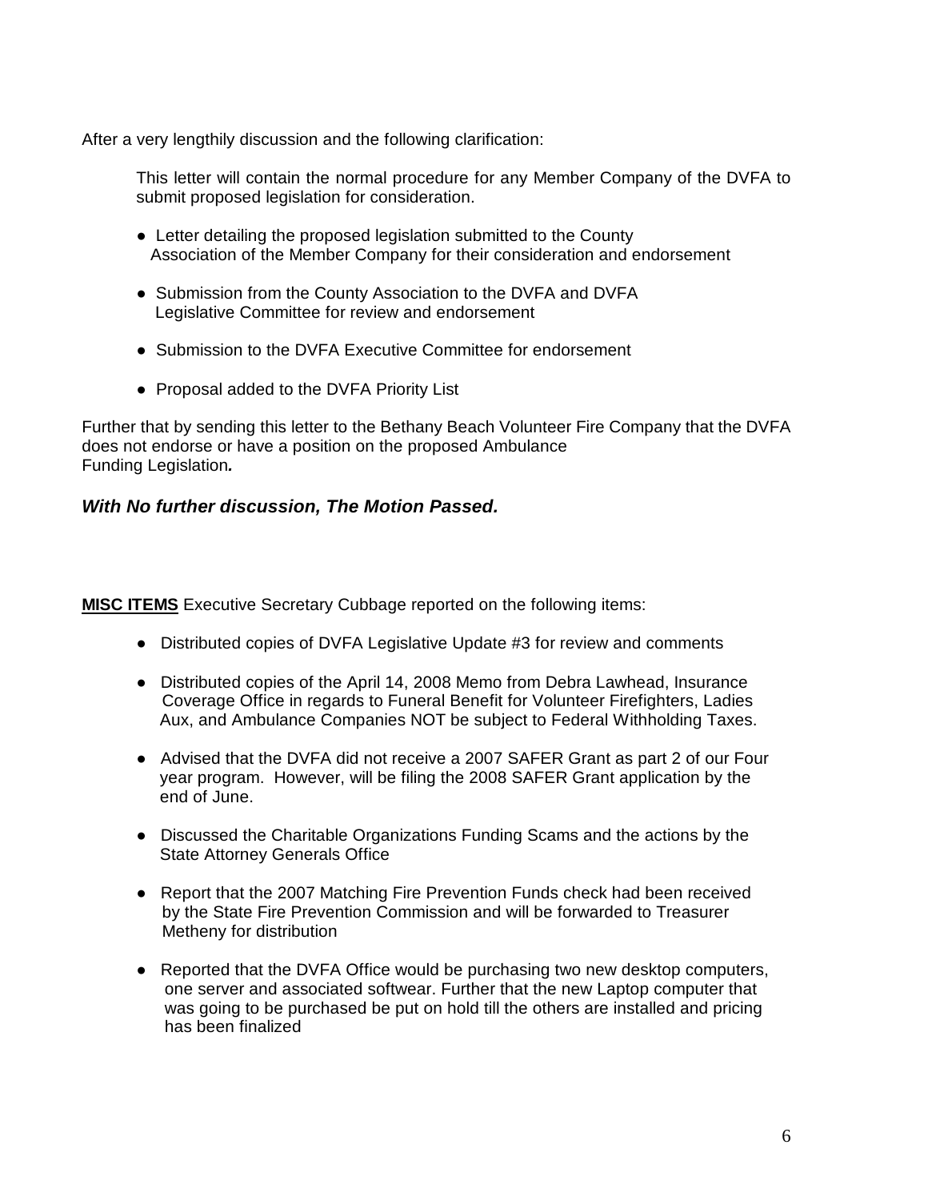After a very lengthily discussion and the following clarification:

> This letter will contain the normal procedure for any Member Company of the DVFA to submit proposed legislation for consideration.
>
> - Letter detailing the proposed legislation submitted to the County Association of the Member Company for their consideration and endorsement
> - Submission from the County Association to the DVFA and DVFA Legislative Committee for review and endorsement
> - Submission to the DVFA Executive Committee for endorsement
> - Proposal added to the DVFA Priority List

Further that by sending this letter to the Bethany Beach Volunteer Fire Company that the DVFA does not endorse or have a position on the proposed Ambulance Funding Legislation***.***

***With No further discussion, The Motion Passed.***

**MISC ITEMS** Executive Secretary Cubbage reported on the following items:

- Distributed copies of DVFA Legislative Update #3 for review and comments
- Distributed copies of the April 14, 2008 Memo from Debra Lawhead, Insurance Coverage Office in regards to Funeral Benefit for Volunteer Firefighters, Ladies Aux, and Ambulance Companies NOT be subject to Federal Withholding Taxes.
- Advised that the DVFA did not receive a 2007 SAFER Grant as part 2 of our Four year program. However, will be filing the 2008 SAFER Grant application by the end of June.
- Discussed the Charitable Organizations Funding Scams and the actions by the State Attorney Generals Office
- Report that the 2007 Matching Fire Prevention Funds check had been received by the State Fire Prevention Commission and will be forwarded to Treasurer Metheny for distribution
- Reported that the DVFA Office would be purchasing two new desktop computers, one server and associated softwear. Further that the new Laptop computer that was going to be purchased be put on hold till the others are installed and pricing has been finalized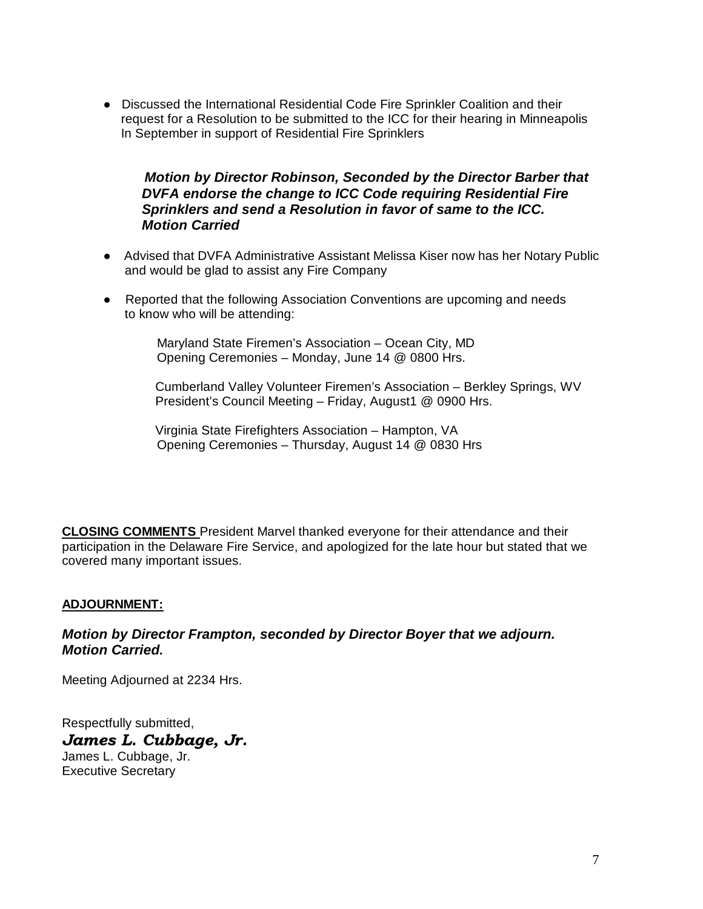- Discussed the International Residential Code Fire Sprinkler Coalition and their request for a Resolution to be submitted to the ICC for their hearing in Minneapolis In September in support of Residential Fire Sprinklers

  ***Motion by Director Robinson, Seconded by the Director Barber that DVFA endorse the change to ICC Code requiring Residential Fire Sprinklers and send a Resolution in favor of same to the ICC. Motion Carried***

- Advised that DVFA Administrative Assistant Melissa Kiser now has her Notary Public and would be glad to assist any Fire Company

- Reported that the following Association Conventions are upcoming and needs to know who will be attending:

  Maryland State Firemen's Association – Ocean City, MD
  Opening Ceremonies – Monday, June 14 @ 0800 Hrs.

  Cumberland Valley Volunteer Firemen's Association – Berkley Springs, WV
  President's Council Meeting – Friday, August1 @ 0900 Hrs.

  Virginia State Firefighters Association – Hampton, VA
  Opening Ceremonies – Thursday, August 14 @ 0830 Hrs

**CLOSING COMMENTS** President Marvel thanked everyone for their attendance and their participation in the Delaware Fire Service, and apologized for the late hour but stated that we covered many important issues.

**ADJOURNMENT:**

***Motion by Director Frampton, seconded by Director Boyer that we adjourn. Motion Carried.***

Meeting Adjourned at 2234 Hrs.

Respectfully submitted,
***James L. Cubbage, Jr.***
James L. Cubbage, Jr.
Executive Secretary